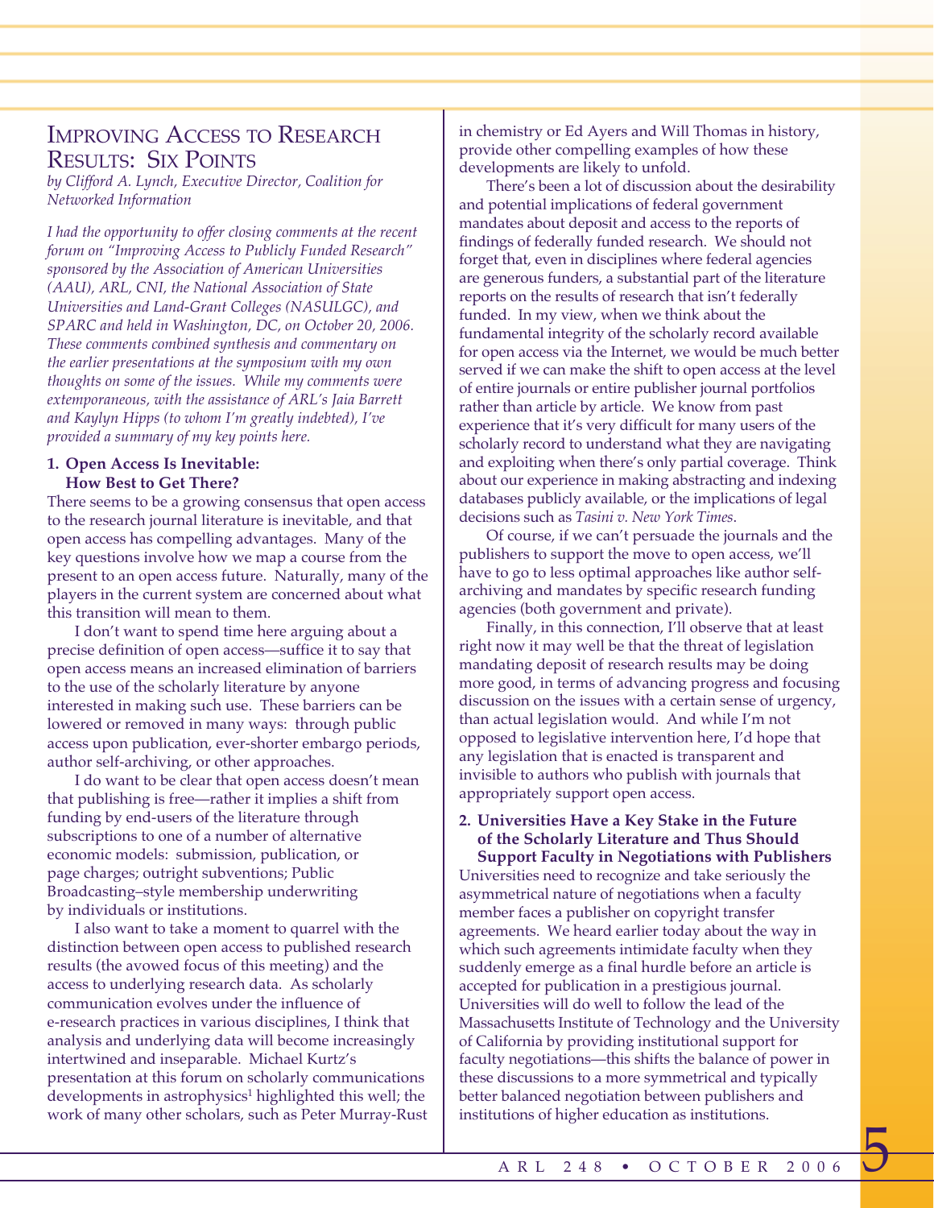# Improving Access to Research Results: Six Points

*by Clifford A. Lynch, Executive Director, Coalition for Networked Information*

*I had the opportunity to offer closing comments at the recent forum on "Improving Access to Publicly Funded Research" sponsored by the Association of American Universities (AAU), ARL, CNI, the National Association of State Universities and Land-Grant Colleges (NASULGC), and SPARC and held in Washington, DC, on October 20, 2006. These comments combined synthesis and commentary on the earlier presentations at the symposium with my own thoughts on some of the issues. While my comments were extemporaneous, with the assistance of ARL's Jaia Barrett and Kaylyn Hipps (to whom I'm greatly indebted), I've provided a summary of my key points here.*

### 1. Open Access Is Inevitable: How Best to Get There?

There seems to be a growing consensus that open access to the research journal literature is inevitable, and that open access has compelling advantages. Many of the key questions involve how we map a course from the present to an open access future. Naturally, many of the players in the current system are concerned about what this transition will mean to them.

I don't want to spend time here arguing about a precise definition of open access—suffice it to say that open access means an increased elimination of barriers to the use of the scholarly literature by anyone interested in making such use. These barriers can be lowered or removed in many ways: through public access upon publication, ever-shorter embargo periods, author self-archiving, or other approaches.

I do want to be clear that open access doesn't mean that publishing is free—rather it implies a shift from funding by end-users of the literature through subscriptions to one of a number of alternative economic models: submission, publication, or page charges; outright subventions; Public Broadcasting–style membership underwriting by individuals or institutions.

I also want to take a moment to quarrel with the distinction between open access to published research results (the avowed focus of this meeting) and the access to underlying research data. As scholarly communication evolves under the influence of e-research practices in various disciplines, I think that analysis and underlying data will become increasingly intertwined and inseparable. Michael Kurtz's presentation at this forum on scholarly communications developments in astrophysics[1] highlighted this well; the work of many other scholars, such as Peter Murray-Rust in chemistry or Ed Ayers and Will Thomas in history, provide other compelling examples of how these developments are likely to unfold.

There's been a lot of discussion about the desirability and potential implications of federal government mandates about deposit and access to the reports of findings of federally funded research. We should not forget that, even in disciplines where federal agencies are generous funders, a substantial part of the literature reports on the results of research that isn't federally funded. In my view, when we think about the fundamental integrity of the scholarly record available for open access via the Internet, we would be much better served if we can make the shift to open access at the level of entire journals or entire publisher journal portfolios rather than article by article. We know from past experience that it's very difficult for many users of the scholarly record to understand what they are navigating and exploiting when there's only partial coverage. Think about our experience in making abstracting and indexing databases publicly available, or the implications of legal decisions such as *Tasini v. New York Times*.

Of course, if we can't persuade the journals and the publishers to support the move to open access, we'll have to go to less optimal approaches like author self-archiving and mandates by specific research funding agencies (both government and private).

Finally, in this connection, I'll observe that at least right now it may well be that the threat of legislation mandating deposit of research results may be doing more good, in terms of advancing progress and focusing discussion on the issues with a certain sense of urgency, than actual legislation would. And while I'm not opposed to legislative intervention here, I'd hope that any legislation that is enacted is transparent and invisible to authors who publish with journals that appropriately support open access.

### 2. Universities Have a Key Stake in the Future of the Scholarly Literature and Thus Should Support Faculty in Negotiations with Publishers

Universities need to recognize and take seriously the asymmetrical nature of negotiations when a faculty member faces a publisher on copyright transfer agreements. We heard earlier today about the way in which such agreements intimidate faculty when they suddenly emerge as a final hurdle before an article is accepted for publication in a prestigious journal. Universities will do well to follow the lead of the Massachusetts Institute of Technology and the University of California by providing institutional support for faculty negotiations—this shifts the balance of power in these discussions to a more symmetrical and typically better balanced negotiation between publishers and institutions of higher education as institutions.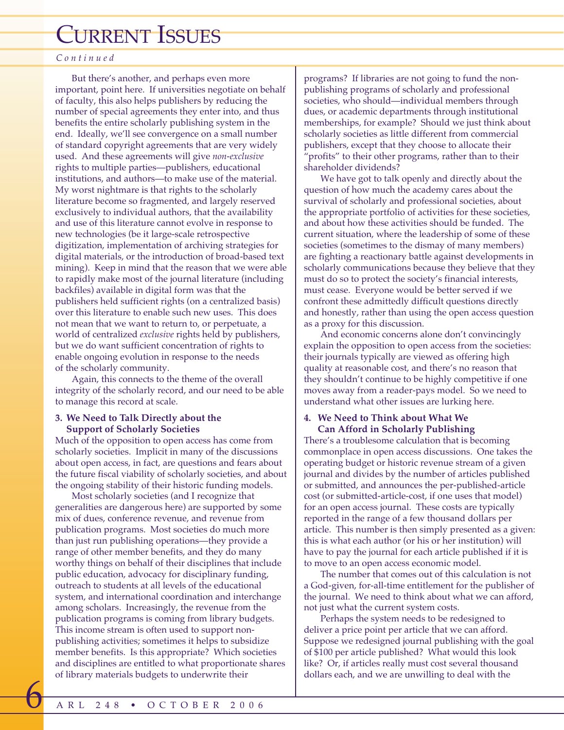But there's another, and perhaps even more important, point here. If universities negotiate on behalf of faculty, this also helps publishers by reducing the number of special agreements they enter into, and thus benefits the entire scholarly publishing system in the end. Ideally, we'll see convergence on a small number of standard copyright agreements that are very widely used. And these agreements will give *non-exclusive* rights to multiple parties—publishers, educational institutions, and authors—to make use of the material. My worst nightmare is that rights to the scholarly literature become so fragmented, and largely reserved exclusively to individual authors, that the availability and use of this literature cannot evolve in response to new technologies (be it large-scale retrospective digitization, implementation of archiving strategies for digital materials, or the introduction of broad-based text mining). Keep in mind that the reason that we were able to rapidly make most of the journal literature (including backfiles) available in digital form was that the publishers held sufficient rights (on a centralized basis) over this literature to enable such new uses. This does not mean that we want to return to, or perpetuate, a world of centralized *exclusive* rights held by publishers, but we do want sufficient concentration of rights to enable ongoing evolution in response to the needs of the scholarly community.

Again, this connects to the theme of the overall integrity of the scholarly record, and our need to be able to manage this record at scale.

### 3. We Need to Talk Directly about the Support of Scholarly Societies

Much of the opposition to open access has come from scholarly societies. Implicit in many of the discussions about open access, in fact, are questions and fears about the future fiscal viability of scholarly societies, and about the ongoing stability of their historic funding models.

Most scholarly societies (and I recognize that generalities are dangerous here) are supported by some mix of dues, conference revenue, and revenue from publication programs. Most societies do much more than just run publishing operations—they provide a range of other member benefits, and they do many worthy things on behalf of their disciplines that include public education, advocacy for disciplinary funding, outreach to students at all levels of the educational system, and international coordination and interchange among scholars. Increasingly, the revenue from the publication programs is coming from library budgets. This income stream is often used to support non-publishing activities; sometimes it helps to subsidize member benefits. Is this appropriate? Which societies and disciplines are entitled to what proportionate shares of library materials budgets to underwrite their programs? If libraries are not going to fund the non-publishing programs of scholarly and professional societies, who should—individual members through dues, or academic departments through institutional memberships, for example? Should we just think about scholarly societies as little different from commercial publishers, except that they choose to allocate their "profits" to their other programs, rather than to their shareholder dividends?

We have got to talk openly and directly about the question of how much the academy cares about the survival of scholarly and professional societies, about the appropriate portfolio of activities for these societies, and about how these activities should be funded. The current situation, where the leadership of some of these societies (sometimes to the dismay of many members) are fighting a reactionary battle against developments in scholarly communications because they believe that they must do so to protect the society's financial interests, must cease. Everyone would be better served if we confront these admittedly difficult questions directly and honestly, rather than using the open access question as a proxy for this discussion.

And economic concerns alone don't convincingly explain the opposition to open access from the societies: their journals typically are viewed as offering high quality at reasonable cost, and there's no reason that they shouldn't continue to be highly competitive if one moves away from a reader-pays model. So we need to understand what other issues are lurking here.

### 4. We Need to Think about What We Can Afford in Scholarly Publishing

There's a troublesome calculation that is becoming commonplace in open access discussions. One takes the operating budget or historic revenue stream of a given journal and divides by the number of articles published or submitted, and announces the per-published-article cost (or submitted-article-cost, if one uses that model) for an open access journal. These costs are typically reported in the range of a few thousand dollars per article. This number is then simply presented as a given: this is what each author (or his or her institution) will have to pay the journal for each article published if it is to move to an open access economic model.

The number that comes out of this calculation is not a God-given, for-all-time entitlement for the publisher of the journal. We need to think about what we can afford, not just what the current system costs.

Perhaps the system needs to be redesigned to deliver a price point per article that we can afford. Suppose we redesigned journal publishing with the goal of $100 per article published? What would this look like? Or, if articles really must cost several thousand dollars each, and we are unwilling to deal with the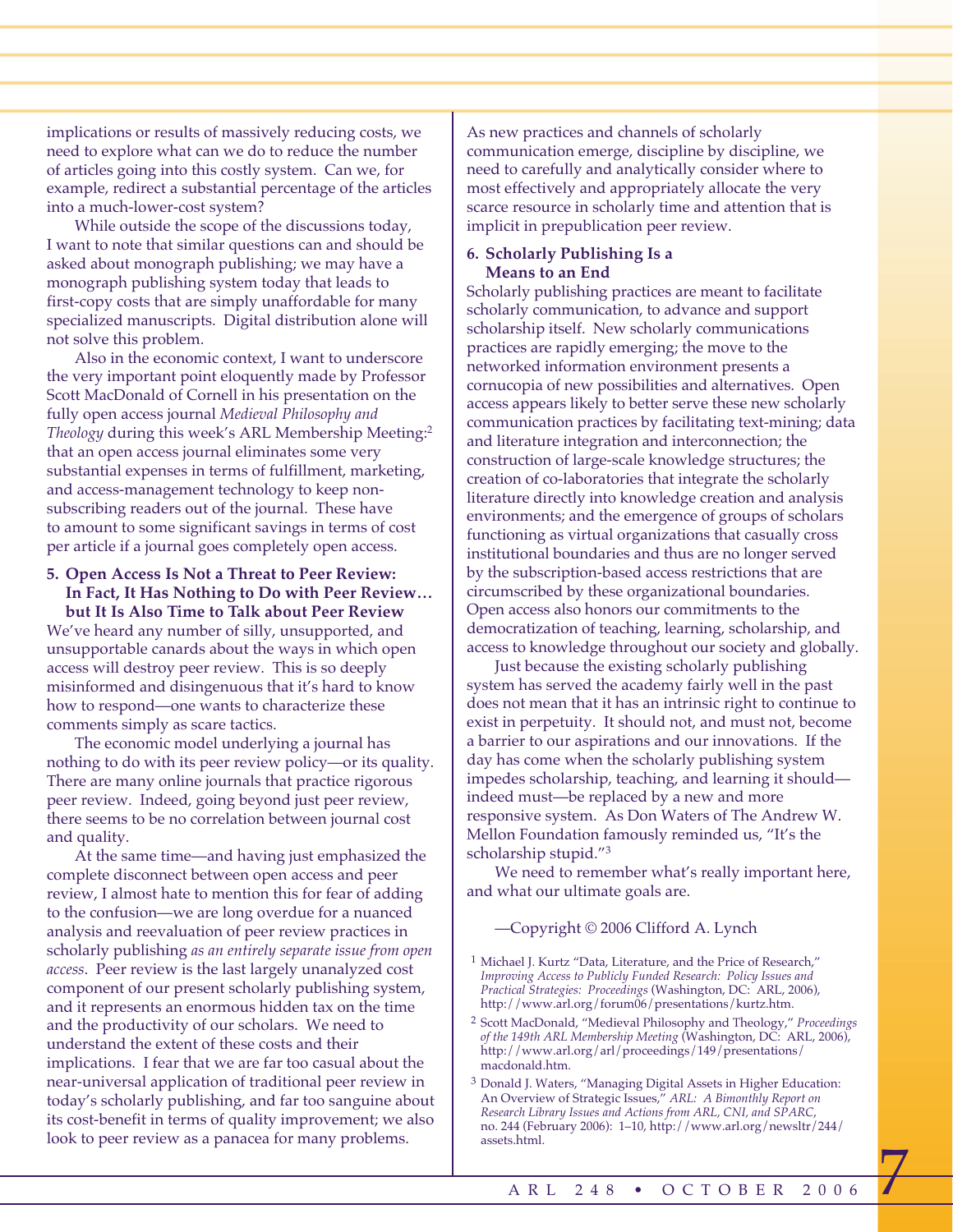implications or results of massively reducing costs, we need to explore what can we do to reduce the number of articles going into this costly system. Can we, for example, redirect a substantial percentage of the articles into a much-lower-cost system?

While outside the scope of the discussions today, I want to note that similar questions can and should be asked about monograph publishing; we may have a monograph publishing system today that leads to first-copy costs that are simply unaffordable for many specialized manuscripts. Digital distribution alone will not solve this problem.

Also in the economic context, I want to underscore the very important point eloquently made by Professor Scott MacDonald of Cornell in his presentation on the fully open access journal *Medieval Philosophy and Theology* during this week's ARL Membership Meeting:[2] that an open access journal eliminates some very substantial expenses in terms of fulfillment, marketing, and access-management technology to keep non-subscribing readers out of the journal. These have to amount to some significant savings in terms of cost per article if a journal goes completely open access.

### 5. Open Access Is Not a Threat to Peer Review: In Fact, It Has Nothing to Do with Peer Review… but It Is Also Time to Talk about Peer Review

We've heard any number of silly, unsupported, and unsupportable canards about the ways in which open access will destroy peer review. This is so deeply misinformed and disingenuous that it's hard to know how to respond—one wants to characterize these comments simply as scare tactics.

The economic model underlying a journal has nothing to do with its peer review policy—or its quality. There are many online journals that practice rigorous peer review. Indeed, going beyond just peer review, there seems to be no correlation between journal cost and quality.

At the same time—and having just emphasized the complete disconnect between open access and peer review, I almost hate to mention this for fear of adding to the confusion—we are long overdue for a nuanced analysis and reevaluation of peer review practices in scholarly publishing *as an entirely separate issue from open access*. Peer review is the last largely unanalyzed cost component of our present scholarly publishing system, and it represents an enormous hidden tax on the time and the productivity of our scholars. We need to understand the extent of these costs and their implications. I fear that we are far too casual about the near-universal application of traditional peer review in today's scholarly publishing, and far too sanguine about its cost-benefit in terms of quality improvement; we also look to peer review as a panacea for many problems. As new practices and channels of scholarly communication emerge, discipline by discipline, we need to carefully and analytically consider where to most effectively and appropriately allocate the very scarce resource in scholarly time and attention that is implicit in prepublication peer review.

### 6. Scholarly Publishing Is a Means to an End

Scholarly publishing practices are meant to facilitate scholarly communication, to advance and support scholarship itself. New scholarly communications practices are rapidly emerging; the move to the networked information environment presents a cornucopia of new possibilities and alternatives. Open access appears likely to better serve these new scholarly communication practices by facilitating text-mining; data and literature integration and interconnection; the construction of large-scale knowledge structures; the creation of co-laboratories that integrate the scholarly literature directly into knowledge creation and analysis environments; and the emergence of groups of scholars functioning as virtual organizations that casually cross institutional boundaries and thus are no longer served by the subscription-based access restrictions that are circumscribed by these organizational boundaries. Open access also honors our commitments to the democratization of teaching, learning, scholarship, and access to knowledge throughout our society and globally.

Just because the existing scholarly publishing system has served the academy fairly well in the past does not mean that it has an intrinsic right to continue to exist in perpetuity. It should not, and must not, become a barrier to our aspirations and our innovations. If the day has come when the scholarly publishing system impedes scholarship, teaching, and learning it should—indeed must—be replaced by a new and more responsive system. As Don Waters of The Andrew W. Mellon Foundation famously reminded us, "It's the scholarship stupid."[3]

We need to remember what's really important here, and what our ultimate goals are.

—Copyright © 2006 Clifford A. Lynch

1 Michael J. Kurtz "Data, Literature, and the Price of Research," *Improving Access to Publicly Funded Research: Policy Issues and Practical Strategies: Proceedings* (Washington, DC: ARL, 2006), http://www.arl.org/forum06/presentations/kurtz.htm.

2 Scott MacDonald, "Medieval Philosophy and Theology," *Proceedings of the 149th ARL Membership Meeting* (Washington, DC: ARL, 2006), http://www.arl.org/arl/proceedings/149/presentations/macdonald.htm.

3 Donald J. Waters, "Managing Digital Assets in Higher Education: An Overview of Strategic Issues," *ARL: A Bimonthly Report on Research Library Issues and Actions from ARL, CNI, and SPARC*, no. 244 (February 2006): 1–10, http://www.arl.org/newsltr/244/assets.html.